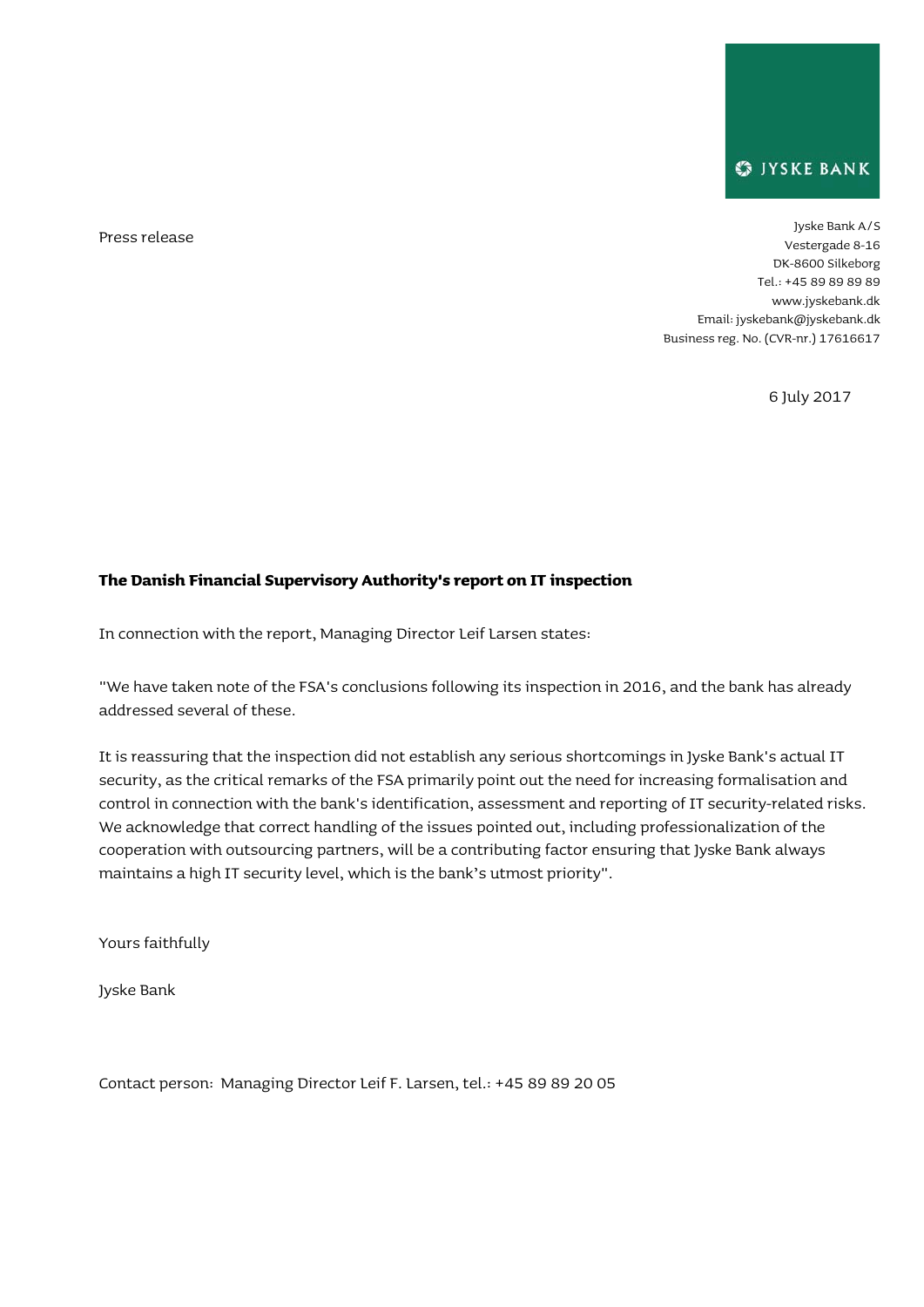JYSKE BANK

Press release

Jyske Bank A/S
Vestergade 8-16
DK-8600 Silkeborg
Tel.: +45 89 89 89 89
www.jyskebank.dk
Email: jyskebank@jyskebank.dk
Business reg. No. (CVR-nr.) 17616617

6 July 2017

**The Danish Financial Supervisory Authority's report on IT inspection**

In connection with the report, Managing Director Leif Larsen states:

"We have taken note of the FSA's conclusions following its inspection in 2016, and the bank has already addressed several of these.

It is reassuring that the inspection did not establish any serious shortcomings in Jyske Bank's actual IT security, as the critical remarks of the FSA primarily point out the need for increasing formalisation and control in connection with the bank's identification, assessment and reporting of IT security-related risks. We acknowledge that correct handling of the issues pointed out, including professionalization of the cooperation with outsourcing partners, will be a contributing factor ensuring that Jyske Bank always maintains a high IT security level, which is the bank's utmost priority".

Yours faithfully

Jyske Bank

Contact person: Managing Director Leif F. Larsen, tel.: +45 89 89 20 05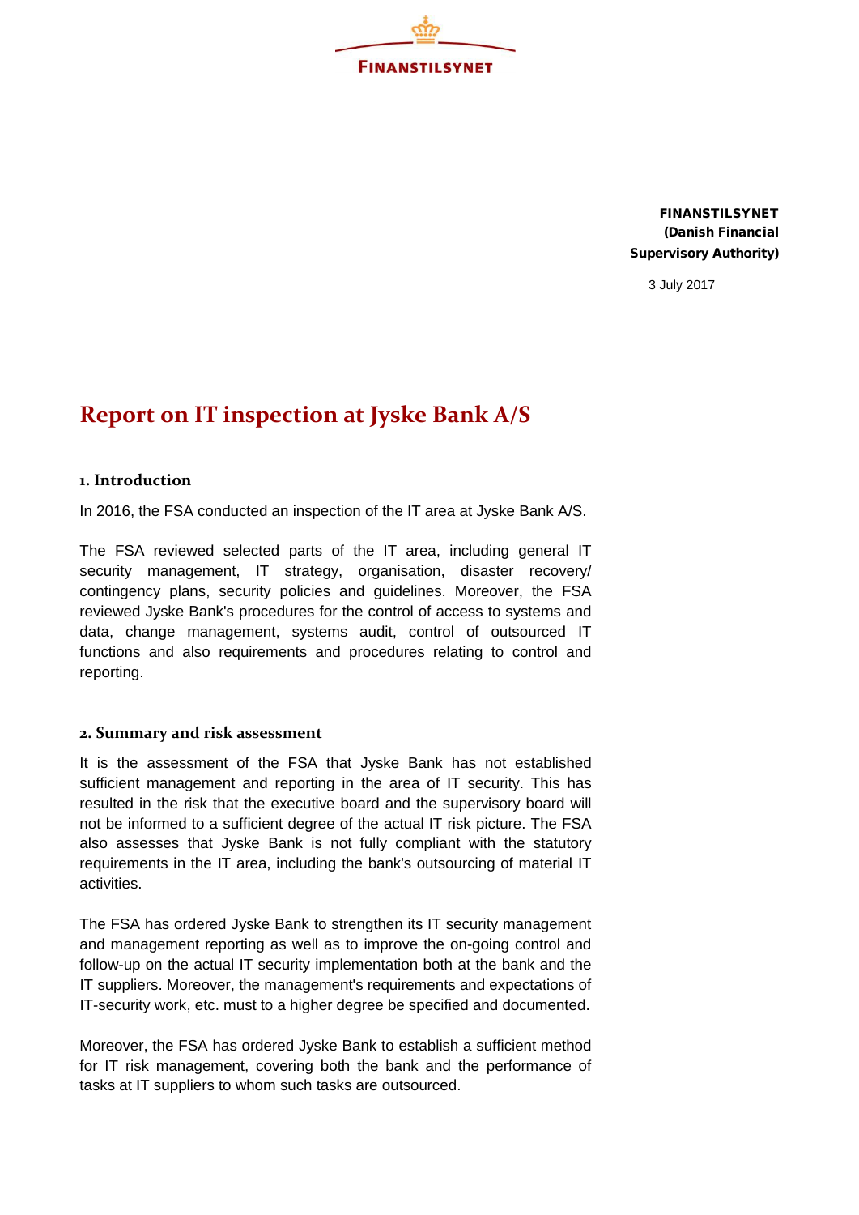FINANSTILSYNET

**FINANSTILSYNET (Danish Financial Supervisory Authority)**

3 July 2017

# Report on IT inspection at Jyske Bank A/S

## 1. Introduction

In 2016, the FSA conducted an inspection of the IT area at Jyske Bank A/S.

The FSA reviewed selected parts of the IT area, including general IT security management, IT strategy, organisation, disaster recovery/ contingency plans, security policies and guidelines. Moreover, the FSA reviewed Jyske Bank's procedures for the control of access to systems and data, change management, systems audit, control of outsourced IT functions and also requirements and procedures relating to control and reporting.

## 2. Summary and risk assessment

It is the assessment of the FSA that Jyske Bank has not established sufficient management and reporting in the area of IT security. This has resulted in the risk that the executive board and the supervisory board will not be informed to a sufficient degree of the actual IT risk picture. The FSA also assesses that Jyske Bank is not fully compliant with the statutory requirements in the IT area, including the bank's outsourcing of material IT activities.

The FSA has ordered Jyske Bank to strengthen its IT security management and management reporting as well as to improve the on-going control and follow-up on the actual IT security implementation both at the bank and the IT suppliers. Moreover, the management's requirements and expectations of IT-security work, etc. must to a higher degree be specified and documented.

Moreover, the FSA has ordered Jyske Bank to establish a sufficient method for IT risk management, covering both the bank and the performance of tasks at IT suppliers to whom such tasks are outsourced.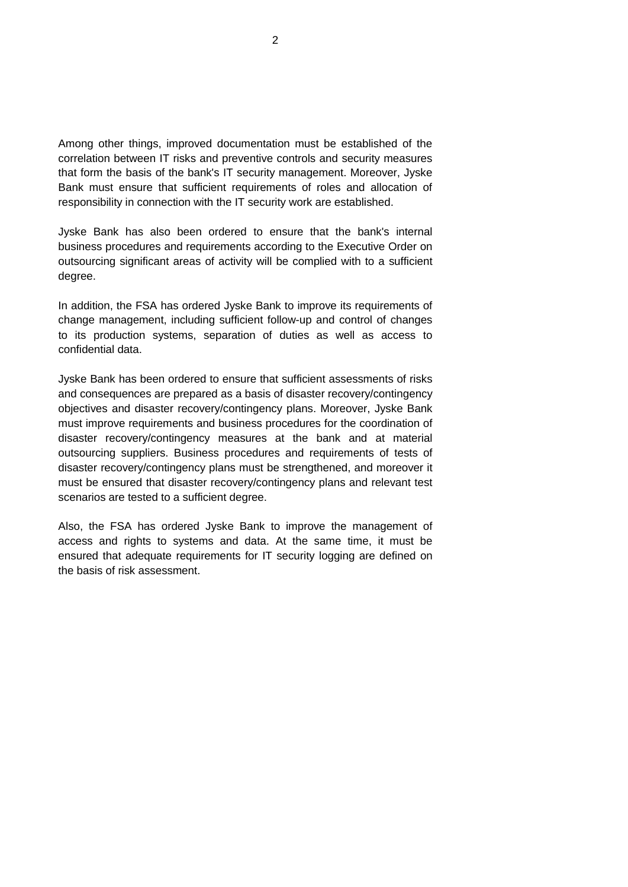Among other things, improved documentation must be established of the correlation between IT risks and preventive controls and security measures that form the basis of the bank's IT security management. Moreover, Jyske Bank must ensure that sufficient requirements of roles and allocation of responsibility in connection with the IT security work are established.

Jyske Bank has also been ordered to ensure that the bank's internal business procedures and requirements according to the Executive Order on outsourcing significant areas of activity will be complied with to a sufficient degree.

In addition, the FSA has ordered Jyske Bank to improve its requirements of change management, including sufficient follow-up and control of changes to its production systems, separation of duties as well as access to confidential data.

Jyske Bank has been ordered to ensure that sufficient assessments of risks and consequences are prepared as a basis of disaster recovery/contingency objectives and disaster recovery/contingency plans. Moreover, Jyske Bank must improve requirements and business procedures for the coordination of disaster recovery/contingency measures at the bank and at material outsourcing suppliers. Business procedures and requirements of tests of disaster recovery/contingency plans must be strengthened, and moreover it must be ensured that disaster recovery/contingency plans and relevant test scenarios are tested to a sufficient degree.

Also, the FSA has ordered Jyske Bank to improve the management of access and rights to systems and data. At the same time, it must be ensured that adequate requirements for IT security logging are defined on the basis of risk assessment.